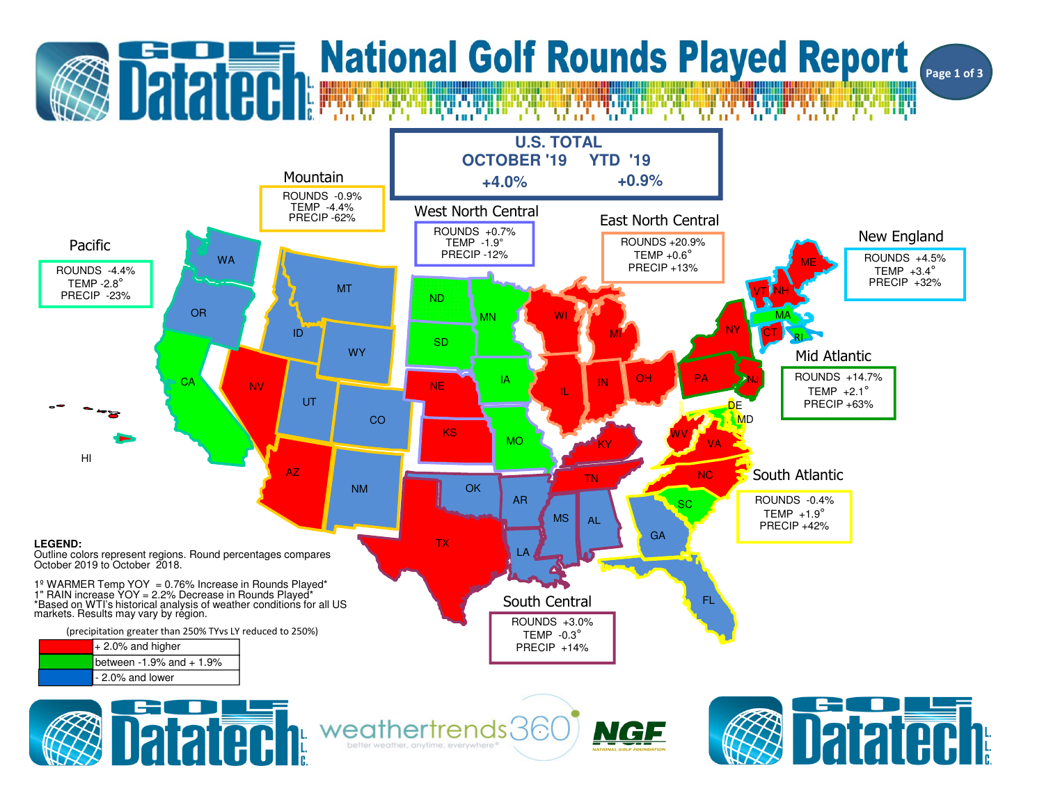# National Golf Rounds Played Report

## U.S. TOTAL

| OCTOBER '19 | YTD '19 |
| --- | --- |
| +4.0% | +0.9% |

### Mountain
ROUNDS -0.9%
TEMP -4.4%
PRECIP -62%

### West North Central
ROUNDS +0.7%
TEMP -1.9°
PRECIP -12%

### East North Central
ROUNDS +20.9%
TEMP +0.6°
PRECIP +13%

### New England
ROUNDS +4.5%
TEMP +3.4°
PRECIP +32%

### Pacific
ROUNDS -4.4%
TEMP -2.8°
PRECIP -23%

### Mid Atlantic
ROUNDS +14.7%
TEMP +2.1°
PRECIP +63%

### South Atlantic
ROUNDS -0.4%
TEMP +1.9°
PRECIP +42%

### South Central
ROUNDS +3.0%
TEMP -0.3°
PRECIP +14%

WA, OR, MT, ID, WY, ND, SD, MN, WI, MI, ME, VT, NH, MA, RI, CT, NY, PA, NJ, CA, NV, UT, CO, NE, IA, IL, IN, OH, DE, MD, KS, MO, KY, WV, VA, HI, AZ, NM, OK, AR, TN, NC, SC, MS, AL, GA, TX, LA, FL

**LEGEND:**
Outline colors represent regions. Round percentages compares October 2019 to October 2018.

1º WARMER Temp YOY = 0.76% Increase in Rounds Played*
1" RAIN increase YOY = 2.2% Decrease in Rounds Played*
*Based on WTI's historical analysis of weather conditions for all US markets. Results may vary by region.

(precipitation greater than 250% TYvs LY reduced to 250%)

| Color | Range |
| --- | --- |
| Red | + 2.0% and higher |
| Green | between -1.9% and + 1.9% |
| Blue | - 2.0% and lower |

Golf Datatech L.L.C. | weathertrends360 better weather, anytime, everywhere® | NGF National Golf Foundation | Golf Datatech L.L.C.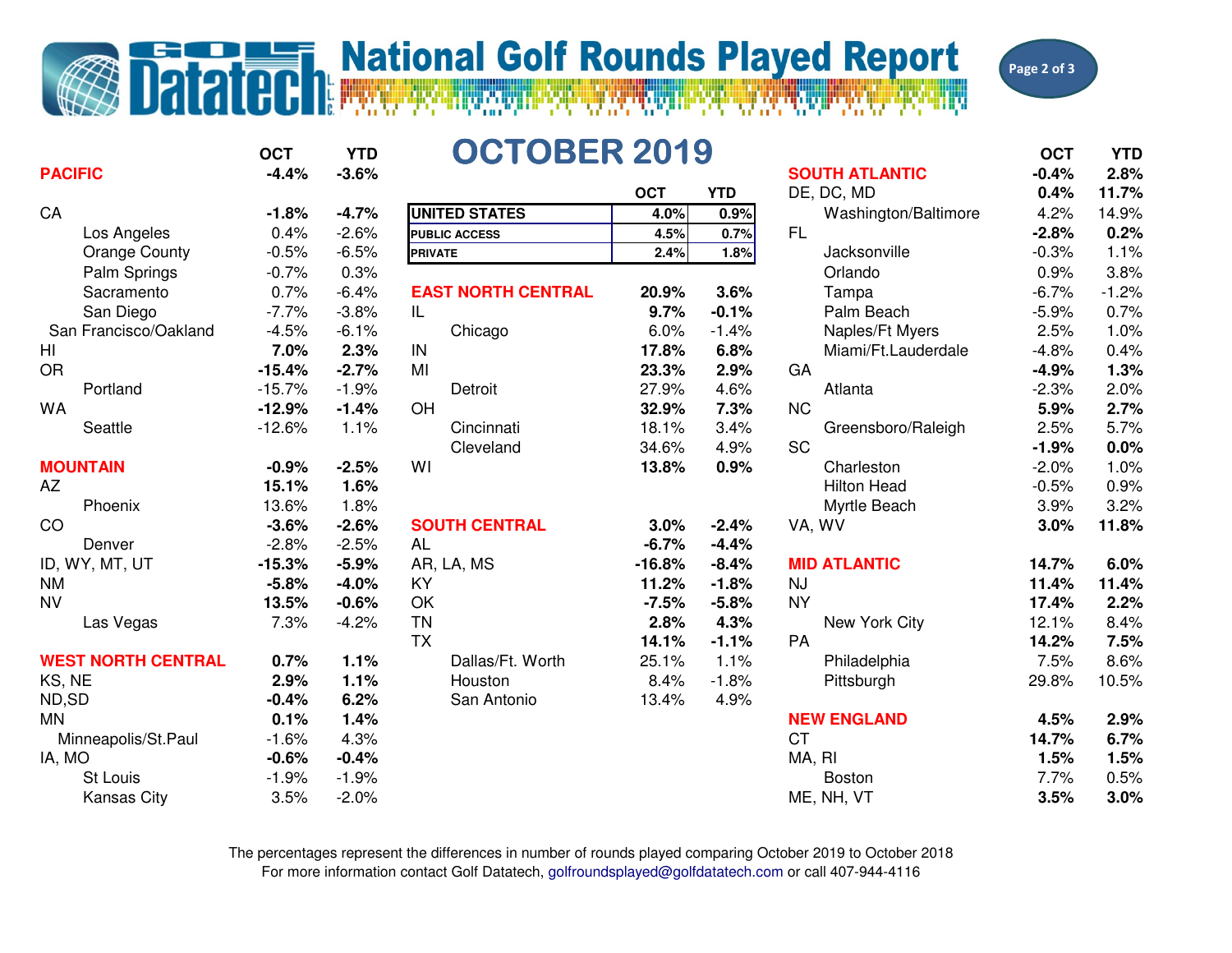# National Golf Rounds Played Report

## OCTOBER 2019

| | OCT | YTD |
|---|---|---|
| **UNITED STATES** | **4.0%** | **0.9%** |
| **PUBLIC ACCESS** | **4.5%** | **0.7%** |
| **PRIVATE** | **2.4%** | **1.8%** |

| | OCT | YTD |
|---|---|---|
| **PACIFIC** | **-4.4%** | **-3.6%** |
| **CA** | **-1.8%** | **-4.7%** |
| Los Angeles | 0.4% | -2.6% |
| Orange County | -0.5% | -6.5% |
| Palm Springs | -0.7% | 0.3% |
| Sacramento | 0.7% | -6.4% |
| San Diego | -7.7% | -3.8% |
| San Francisco/Oakland | -4.5% | -6.1% |
| **HI** | **7.0%** | **2.3%** |
| **OR** | **-15.4%** | **-2.7%** |
| Portland | -15.7% | -1.9% |
| **WA** | **-12.9%** | **-1.4%** |
| Seattle | -12.6% | 1.1% |
| **MOUNTAIN** | **-0.9%** | **-2.5%** |
| **AZ** | **15.1%** | **1.6%** |
| Phoenix | 13.6% | 1.8% |
| **CO** | **-3.6%** | **-2.6%** |
| Denver | -2.8% | -2.5% |
| **ID, WY, MT, UT** | **-15.3%** | **-5.9%** |
| **NM** | **-5.8%** | **-4.0%** |
| **NV** | **13.5%** | **-0.6%** |
| Las Vegas | 7.3% | -4.2% |
| **WEST NORTH CENTRAL** | **0.7%** | **1.1%** |
| **KS, NE** | **2.9%** | **1.1%** |
| **ND,SD** | **-0.4%** | **6.2%** |
| **MN** | **0.1%** | **1.4%** |
| Minneapolis/St.Paul | -1.6% | 4.3% |
| **IA, MO** | **-0.6%** | **-0.4%** |
| St Louis | -1.9% | -1.9% |
| Kansas City | 3.5% | -2.0% |

| | OCT | YTD |
|---|---|---|
| **EAST NORTH CENTRAL** | **20.9%** | **3.6%** |
| **IL** | **9.7%** | **-0.1%** |
| Chicago | 6.0% | -1.4% |
| **IN** | **17.8%** | **6.8%** |
| **MI** | **23.3%** | **2.9%** |
| Detroit | 27.9% | 4.6% |
| **OH** | **32.9%** | **7.3%** |
| Cincinnati | 18.1% | 3.4% |
| Cleveland | 34.6% | 4.9% |
| **WI** | **13.8%** | **0.9%** |
| **SOUTH CENTRAL** | **3.0%** | **-2.4%** |
| **AL** | **-6.7%** | **-4.4%** |
| **AR, LA, MS** | **-16.8%** | **-8.4%** |
| **KY** | **11.2%** | **-1.8%** |
| **OK** | **-7.5%** | **-5.8%** |
| **TN** | **2.8%** | **4.3%** |
| **TX** | **14.1%** | **-1.1%** |
| Dallas/Ft. Worth | 25.1% | 1.1% |
| Houston | 8.4% | -1.8% |
| San Antonio | 13.4% | 4.9% |

| | OCT | YTD |
|---|---|---|
| **SOUTH ATLANTIC** | **-0.4%** | **2.8%** |
| **DE, DC, MD** | **0.4%** | **11.7%** |
| Washington/Baltimore | 4.2% | 14.9% |
| **FL** | **-2.8%** | **0.2%** |
| Jacksonville | -0.3% | 1.1% |
| Orlando | 0.9% | 3.8% |
| Tampa | -6.7% | -1.2% |
| Palm Beach | -5.9% | 0.7% |
| Naples/Ft Myers | 2.5% | 1.0% |
| Miami/Ft.Lauderdale | -4.8% | 0.4% |
| **GA** | **-4.9%** | **1.3%** |
| Atlanta | -2.3% | 2.0% |
| **NC** | **5.9%** | **2.7%** |
| Greensboro/Raleigh | 2.5% | 5.7% |
| **SC** | **-1.9%** | **0.0%** |
| Charleston | -2.0% | 1.0% |
| Hilton Head | -0.5% | 0.9% |
| Myrtle Beach | 3.9% | 3.2% |
| **VA, WV** | **3.0%** | **11.8%** |
| **MID ATLANTIC** | **14.7%** | **6.0%** |
| **NJ** | **11.4%** | **11.4%** |
| **NY** | **17.4%** | **2.2%** |
| New York City | 12.1% | 8.4% |
| **PA** | **14.2%** | **7.5%** |
| Philadelphia | 7.5% | 8.6% |
| Pittsburgh | 29.8% | 10.5% |
| **NEW ENGLAND** | **4.5%** | **2.9%** |
| **CT** | **14.7%** | **6.7%** |
| **MA, RI** | **1.5%** | **1.5%** |
| Boston | 7.7% | 0.5% |
| **ME, NH, VT** | **3.5%** | **3.0%** |

The percentages represent the differences in number of rounds played comparing October 2019 to October 2018

For more information contact Golf Datatech, golfroundsplayed@golfdatatech.com or call 407-944-4116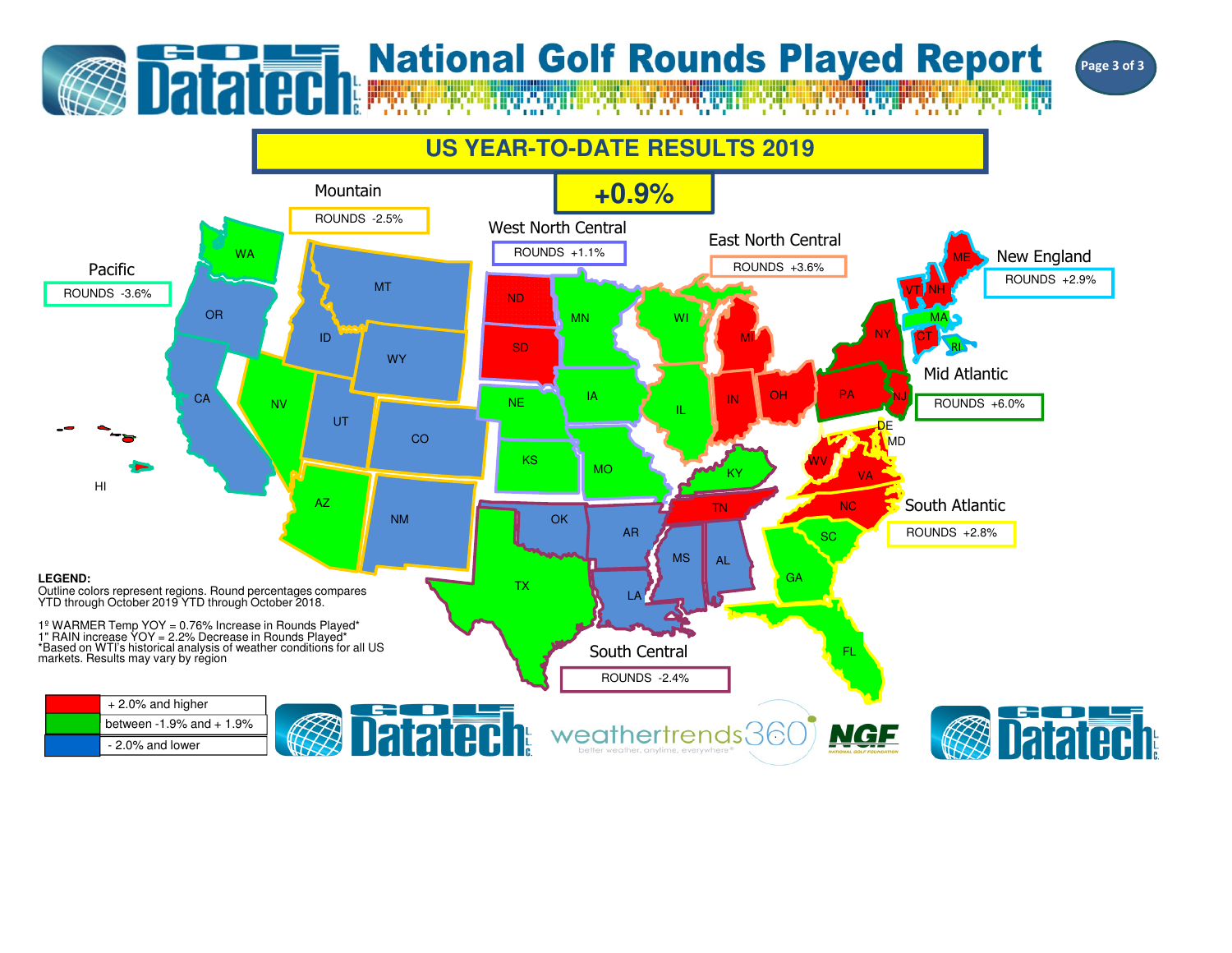# National Golf Rounds Played Report

## US YEAR-TO-DATE RESULTS 2019

**+0.9%**

Mountain
ROUNDS -2.5%

West North Central
ROUNDS +1.1%

East North Central
ROUNDS +3.6%

New England
ROUNDS +2.9%

Pacific
ROUNDS -3.6%

Mid Atlantic
ROUNDS +6.0%

South Atlantic
ROUNDS +2.8%

South Central
ROUNDS -2.4%

WA, OR, CA, HI, NV, ID, MT, WY, UT, CO, AZ, NM, ND, SD, NE, KS, MN, IA, MO, WI, IL, MI, IN, OH, KY, TN, OK, TX, AR, LA, MS, AL, GA, FL, SC, NC, VA, WV, MD, DE, PA, NJ, NY, CT, RI, MA, VT, NH, ME

**LEGEND:**
Outline colors represent regions. Round percentages compares YTD through October 2019 YTD through October 2018.

1º WARMER Temp YOY = 0.76% Increase in Rounds Played*
1" RAIN increase YOY = 2.2% Decrease in Rounds Played*
*Based on WTI's historical analysis of weather conditions for all US markets. Results may vary by region

+ 2.0% and higher
between -1.9% and + 1.9%
- 2.0% and lower

Golf Datatech L.L.C. | weathertrends360 better weather, anytime, everywhere | NGF National Golf Foundation | Golf Datatech L.L.C.